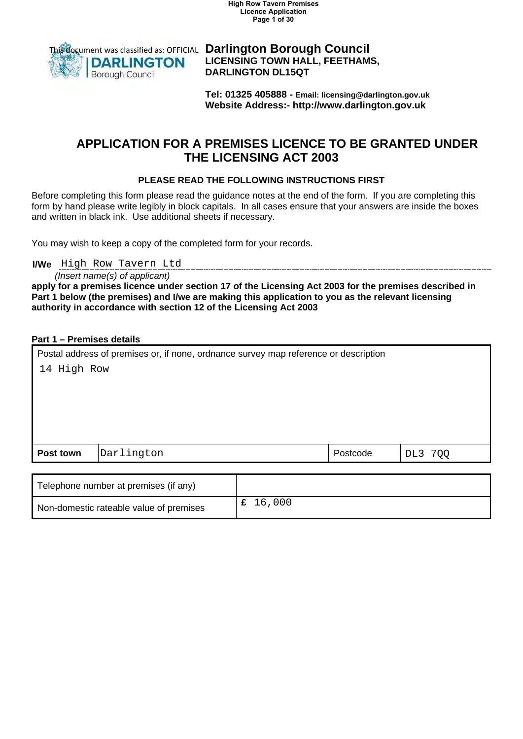This document was classified as: OFFICIAL

**Darlington Borough Council**
**LICENSING TOWN HALL, FEETHAMS, DARLINGTON DL15QT**

**Tel: 01325 405888 - Email: licensing@darlington.gov.uk**
**Website Address:- http://www.darlington.gov.uk**

# APPLICATION FOR A PREMISES LICENCE TO BE GRANTED UNDER THE LICENSING ACT 2003

### PLEASE READ THE FOLLOWING INSTRUCTIONS FIRST

Before completing this form please read the guidance notes at the end of the form. If you are completing this form by hand please write legibly in block capitals. In all cases ensure that your answers are inside the boxes and written in black ink. Use additional sheets if necessary.

You may wish to keep a copy of the completed form for your records.

**I/We** High Row Tavern Ltd
*(Insert name(s) of applicant)*

**apply for a premises licence under section 17 of the Licensing Act 2003 for the premises described in Part 1 below (the premises) and I/we are making this application to you as the relevant licensing authority in accordance with section 12 of the Licensing Act 2003**

**Part 1 – Premises details**

| Postal address of premises or, if none, ordnance survey map reference or description | | | |
|---|---|---|---|
| 14 High Row | | | |
| **Post town** | Darlington | Postcode | DL3 7QQ |

| | |
|---|---|
| Telephone number at premises (if any) | |
| Non-domestic rateable value of premises | £ 16,000 |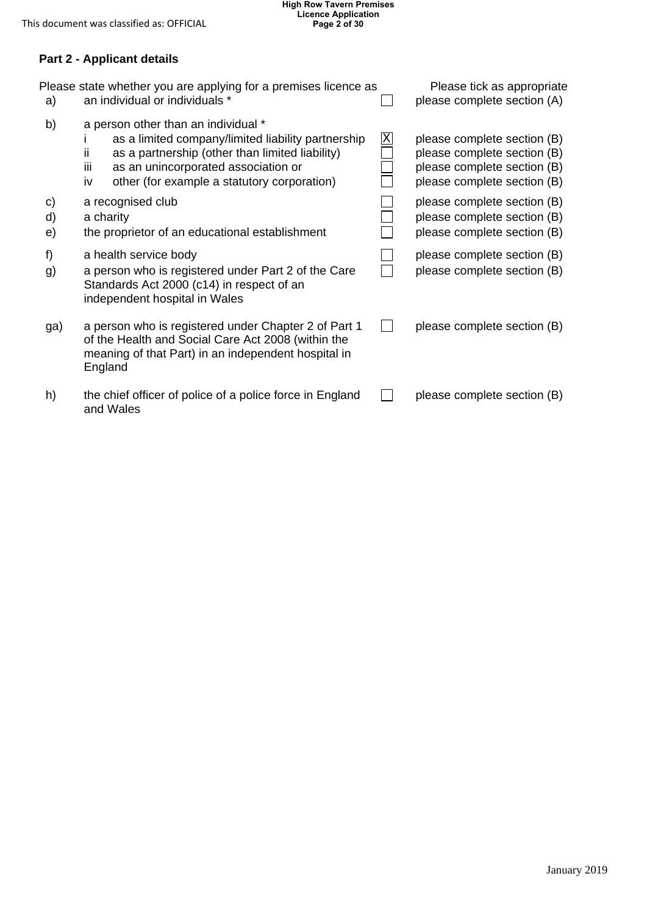## Part 2 - Applicant details

| Please state whether you are applying for a premises licence as | | | Please tick as appropriate |
|---|---|---|---|
| a) | an individual or individuals * | ☐ | please complete section (A) |
| b) | a person other than an individual * | | |
| | i as a limited company/limited liability partnership | ☒ | please complete section (B) |
| | ii as a partnership (other than limited liability) | ☐ | please complete section (B) |
| | iii as an unincorporated association or | ☐ | please complete section (B) |
| | iv other (for example a statutory corporation) | ☐ | please complete section (B) |
| c) | a recognised club | ☐ | please complete section (B) |
| d) | a charity | ☐ | please complete section (B) |
| e) | the proprietor of an educational establishment | ☐ | please complete section (B) |
| f) | a health service body | ☐ | please complete section (B) |
| g) | a person who is registered under Part 2 of the Care Standards Act 2000 (c14) in respect of an independent hospital in Wales | ☐ | please complete section (B) |
| ga) | a person who is registered under Chapter 2 of Part 1 of the Health and Social Care Act 2008 (within the meaning of that Part) in an independent hospital in England | ☐ | please complete section (B) |
| h) | the chief officer of police of a police force in England and Wales | ☐ | please complete section (B) |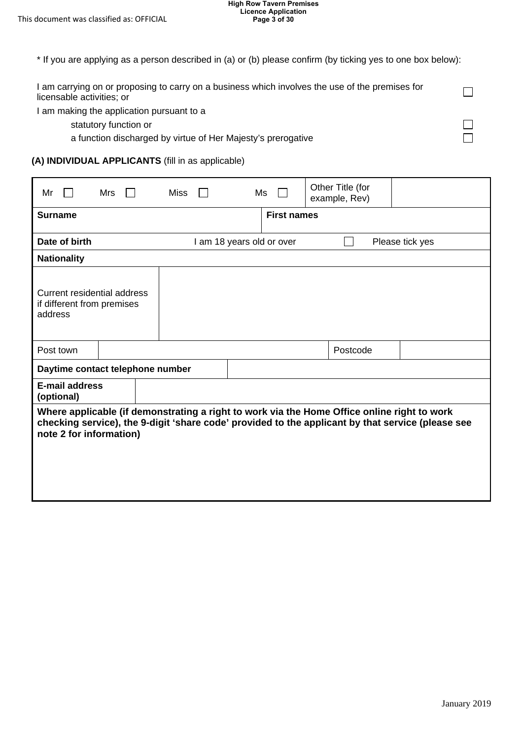* If you are applying as a person described in (a) or (b) please confirm (by ticking yes to one box below):

| | |
|---|---|
| I am carrying on or proposing to carry on a business which involves the use of the premises for licensable activities; or | ☐ |
| I am making the application pursuant to a | |
| statutory function or | ☐ |
| a function discharged by virtue of Her Majesty's prerogative | ☐ |

**(A) INDIVIDUAL APPLICANTS** (fill in as applicable)

| | | | | | |
|---|---|---|---|---|---|
| Mr ☐ | Mrs ☐ | Miss ☐ | Ms ☐ | Other Title (for example, Rev) | |
| **Surname** | | | **First names** | | |
| **Date of birth** | | I am 18 years old or over | ☐ | Please tick yes | |
| **Nationality** | | | | | |
| Current residential address if different from premises address | | | | | |
| Post town | | | | Postcode | |
| **Daytime contact telephone number** | | | | | |
| **E-mail address (optional)** | | | | | |
| **Where applicable (if demonstrating a right to work via the Home Office online right to work checking service), the 9-digit 'share code' provided to the applicant by that service (please see note 2 for information)** | | | | | |

January 2019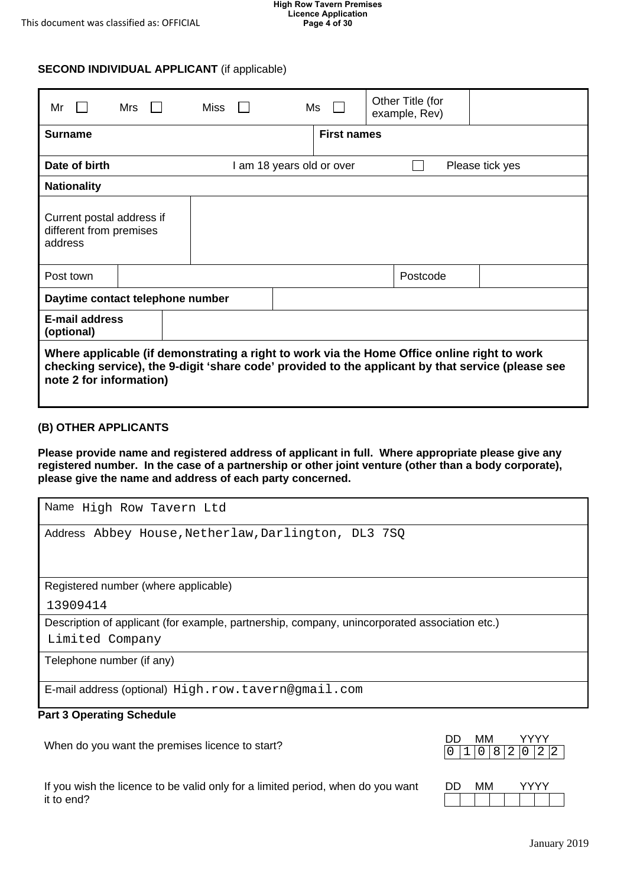**SECOND INDIVIDUAL APPLICANT** (if applicable)

| Mr ☐ | Mrs ☐ | Miss ☐ | Ms ☐ | Other Title (for example, Rev) | |
|---|---|---|---|---|---|
| **Surname** | | | **First names** | | |
| **Date of birth** | | I am 18 years old or over | | ☐ | Please tick yes |
| **Nationality** | | | | | |
| Current postal address if different from premises address | | | | | |
| Post town | | | | Postcode | |
| **Daytime contact telephone number** | | | | | |
| **E-mail address (optional)** | | | | | |

**Where applicable (if demonstrating a right to work via the Home Office online right to work checking service), the 9-digit 'share code' provided to the applicant by that service (please see note 2 for information)**

**(B) OTHER APPLICANTS**

**Please provide name and registered address of applicant in full. Where appropriate please give any registered number. In the case of a partnership or other joint venture (other than a body corporate), please give the name and address of each party concerned.**

| |
|---|
| Name High Row Tavern Ltd |
| Address Abbey House,Netherlaw,Darlington, DL3 7SQ |
| Registered number (where applicable)<br>13909414 |
| Description of applicant (for example, partnership, company, unincorporated association etc.)<br>Limited Company |
| Telephone number (if any) |
| E-mail address (optional) High.row.tavern@gmail.com |

**Part 3 Operating Schedule**

| | DD | MM | YYYY |
|---|---|---|---|
| When do you want the premises licence to start? | 01 | 08 | 2022 |
| If you wish the licence to be valid only for a limited period, when do you want it to end? | | | |

January 2019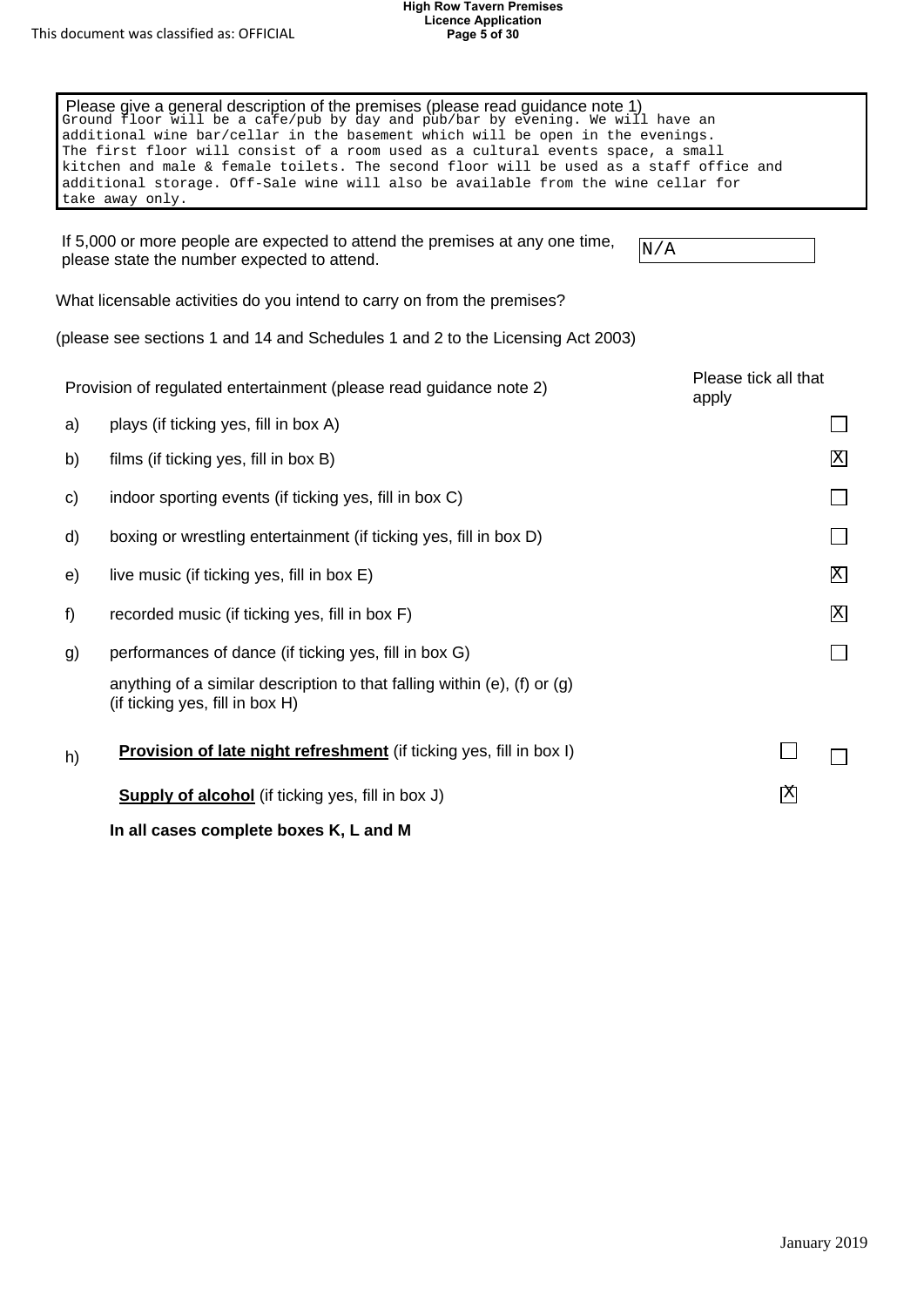Please give a general description of the premises (please read guidance note 1)

Ground floor will be a cafe/pub by day and pub/bar by evening. We will have an additional wine bar/cellar in the basement which will be open in the evenings. The first floor will consist of a room used as a cultural events space, a small kitchen and male & female toilets. The second floor will be used as a staff office and additional storage. Off-Sale wine will also be available from the wine cellar for take away only.

If 5,000 or more people are expected to attend the premises at any one time, please state the number expected to attend. N/A

What licensable activities do you intend to carry on from the premises?

(please see sections 1 and 14 and Schedules 1 and 2 to the Licensing Act 2003)

| | Provision of regulated entertainment (please read guidance note 2) | Please tick all that apply |
|---|---|---|
| a) | plays (if ticking yes, fill in box A) | ☐ |
| b) | films (if ticking yes, fill in box B) | X |
| c) | indoor sporting events (if ticking yes, fill in box C) | ☐ |
| d) | boxing or wrestling entertainment (if ticking yes, fill in box D) | ☐ |
| e) | live music (if ticking yes, fill in box E) | X |
| f) | recorded music (if ticking yes, fill in box F) | X |
| g) | performances of dance (if ticking yes, fill in box G) | ☐ |
| | anything of a similar description to that falling within (e), (f) or (g) (if ticking yes, fill in box H) | ☐ |
| h) | **Provision of late night refreshment** (if ticking yes, fill in box I) | ☐ |
| | **Supply of alcohol** (if ticking yes, fill in box J) | X |

**In all cases complete boxes K, L and M**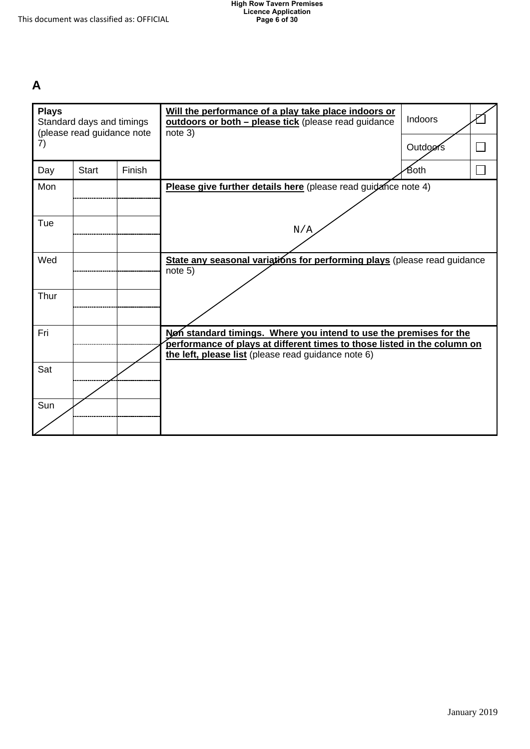# A

| **Plays** Standard days and timings (please read guidance note 7) | | | **Will the performance of a play take place indoors or outdoors or both – please tick** (please read guidance note 3) | Indoors | ☐ |
|---|---|---|---|---|---|
| | | | | Outdoors | ☐ |
| Day | Start | Finish | | Both | ☐ |
| Mon | | | **Please give further details here** (please read guidance note 4) N/A | | |
| | | | | | |
| Tue | | | | | |
| | | | | | |
| Wed | | | **State any seasonal variations for performing plays** (please read guidance note 5) | | |
| | | | | | |
| Thur | | | | | |
| | | | | | |
| Fri | | | **Non standard timings. Where you intend to use the premises for the performance of plays at different times to those listed in the column on the left, please list** (please read guidance note 6) | | |
| | | | | | |
| Sat | | | | | |
| | | | | | |
| Sun | | | | | |
| | | | | | |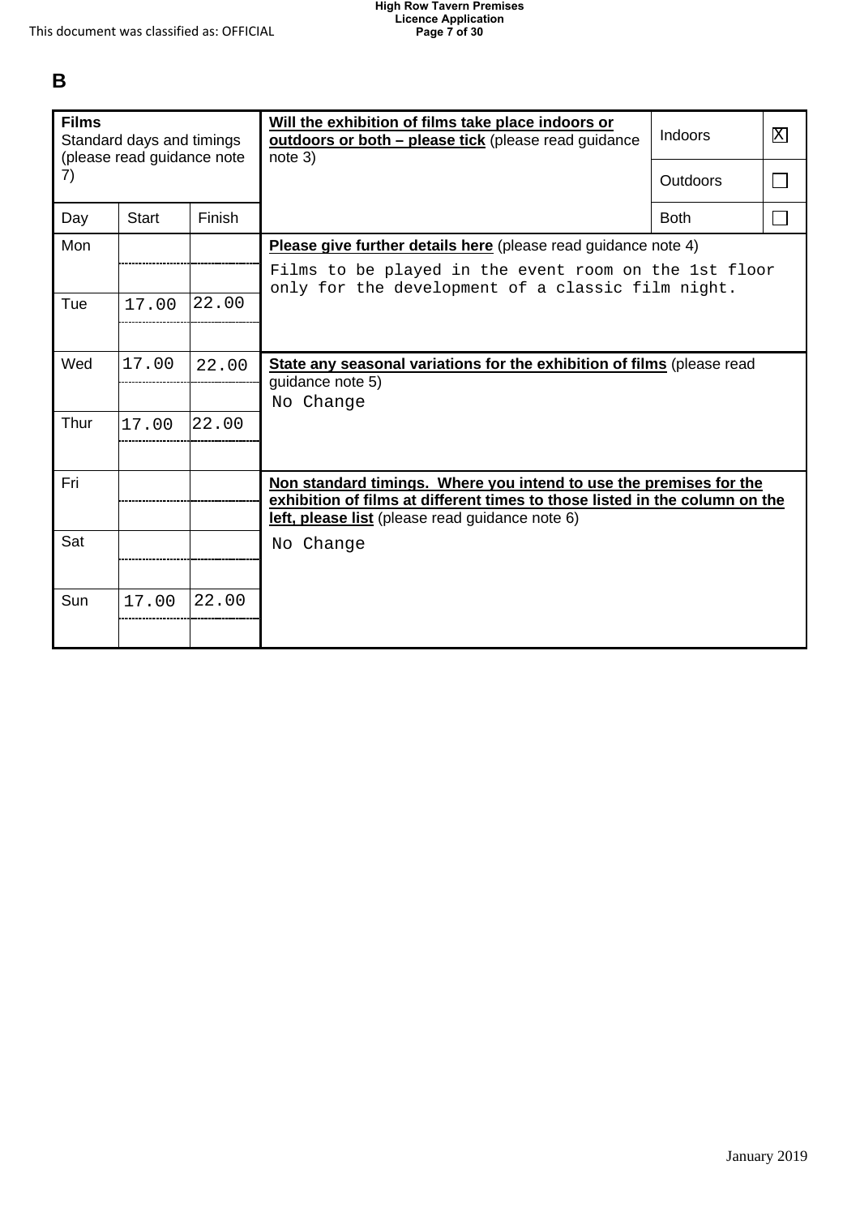This document was classified as: OFFICIAL

# B

| **Films**<br>Standard days and timings (please read guidance note 7) | | |
|---|---|---|
| Day | Start | Finish |
| Mon | | |
| Tue | 17.00 | 22.00 |
| Wed | 17.00 | 22.00 |
| Thur | 17.00 | 22.00 |
| Fri | | |
| Sat | | |
| Sun | 17.00 | 22.00 |

**Will the exhibition of films take place indoors or outdoors or both – please tick** (please read guidance note 3)

| | |
|---|---|
| Indoors | X |
| Outdoors | |
| Both | |

**Please give further details here** (please read guidance note 4)

Films to be played in the event room on the 1st floor only for the development of a classic film night.

**State any seasonal variations for the exhibition of films** (please read guidance note 5)

No Change

**Non standard timings. Where you intend to use the premises for the exhibition of films at different times to those listed in the column on the left, please list** (please read guidance note 6)

No Change

January 2019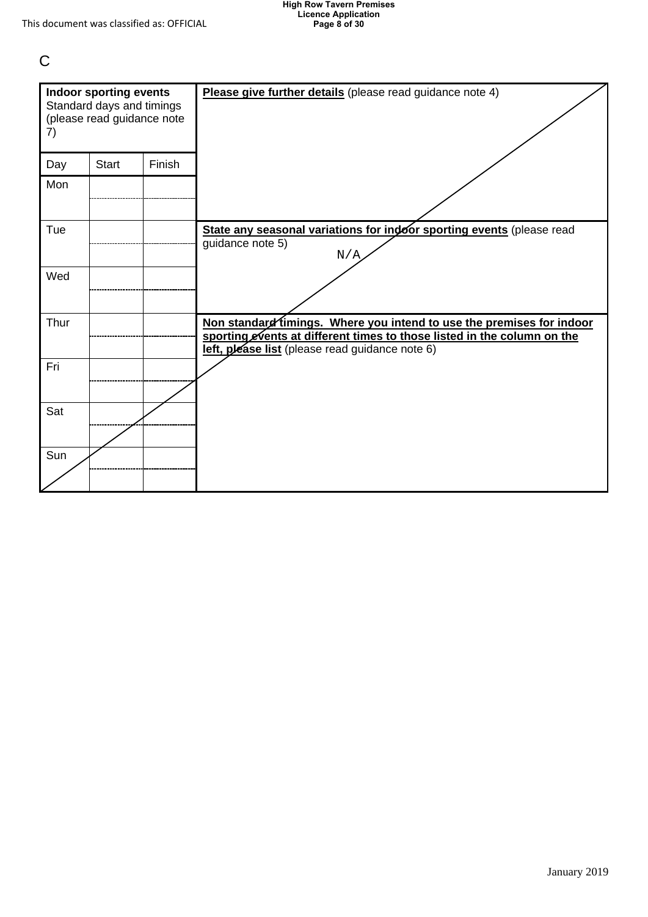C

| **Indoor sporting events** Standard days and timings (please read guidance note 7) | | | **Please give further details** (please read guidance note 4) |
|---|---|---|---|
| Day | Start | Finish | |
| Mon | | | |
| Tue | | | **State any seasonal variations for indoor sporting events** (please read guidance note 5) N/A |
| Wed | | | |
| Thur | | | **Non standard timings. Where you intend to use the premises for indoor sporting events at different times to those listed in the column on the left, please list** (please read guidance note 6) |
| Fri | | | |
| Sat | | | |
| Sun | | | |

January 2019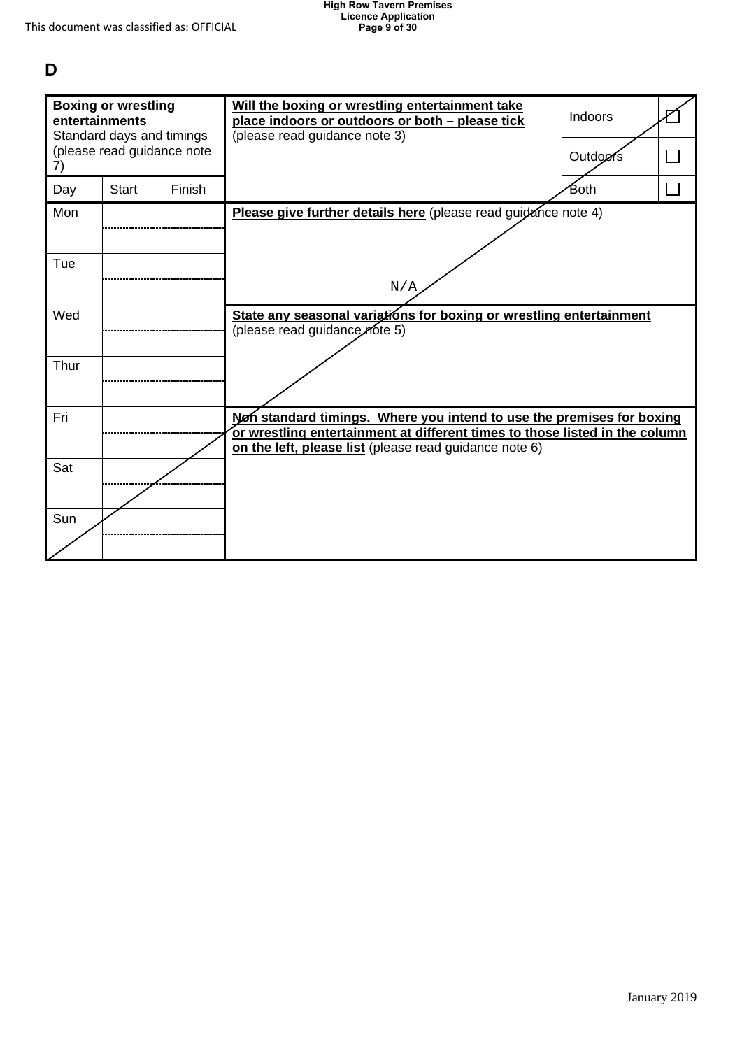# D

| Boxing or wrestling entertainments<br>Standard days and timings (please read guidance note 7) | | | Will the boxing or wrestling entertainment take place indoors or outdoors or both – please tick (please read guidance note 3) | | |
|---|---|---|---|---|---|
| **Day** | **Start** | **Finish** | | Indoors | ☐ |
| | | | | Outdoors | ☐ |
| | | | | Both | ☐ |
| Mon | | | **Please give further details here** (please read guidance note 4)<br><br>N/A | | |
| Tue | | | | | |
| Wed | | | **State any seasonal variations for boxing or wrestling entertainment** (please read guidance note 5) | | |
| Thur | | | | | |
| Fri | | | **Non standard timings. Where you intend to use the premises for boxing or wrestling entertainment at different times to those listed in the column on the left, please list** (please read guidance note 6) | | |
| Sat | | | | | |
| Sun | | | | | |

January 2019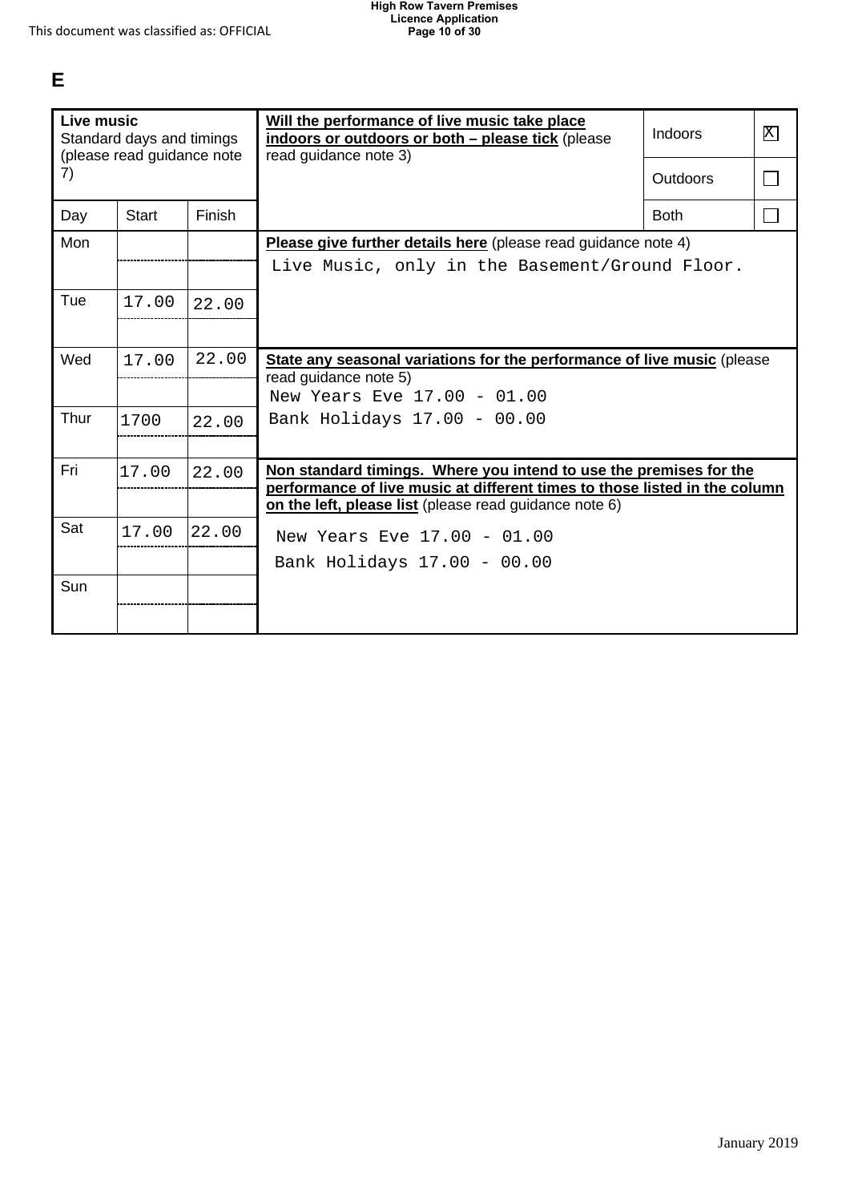This document was classified as: OFFICIAL

# E

| **Live music**<br>Standard days and timings (please read guidance note 7) | | | **Will the performance of live music take place indoors or outdoors or both – please tick** (please read guidance note 3) | Indoors | ☒ |
|---|---|---|---|---|---|
| | | | | Outdoors | ☐ |
| Day | Start | Finish | | Both | ☐ |
| Mon | | | **Please give further details here** (please read guidance note 4)<br>Live Music, only in the Basement/Ground Floor. | | |
| Tue | 17.00 | 22.00 | | | |
| Wed | 17.00 | 22.00 | **State any seasonal variations for the performance of live music** (please read guidance note 5)<br>New Years Eve 17.00 - 01.00<br>Bank Holidays 17.00 - 00.00 | | |
| Thur | 1700 | 22.00 | | | |
| Fri | 17.00 | 22.00 | **Non standard timings. Where you intend to use the premises for the performance of live music at different times to those listed in the column on the left, please list** (please read guidance note 6)<br>New Years Eve 17.00 - 01.00<br>Bank Holidays 17.00 - 00.00 | | |
| Sat | 17.00 | 22.00 | | | |
| Sun | | | | | |

January 2019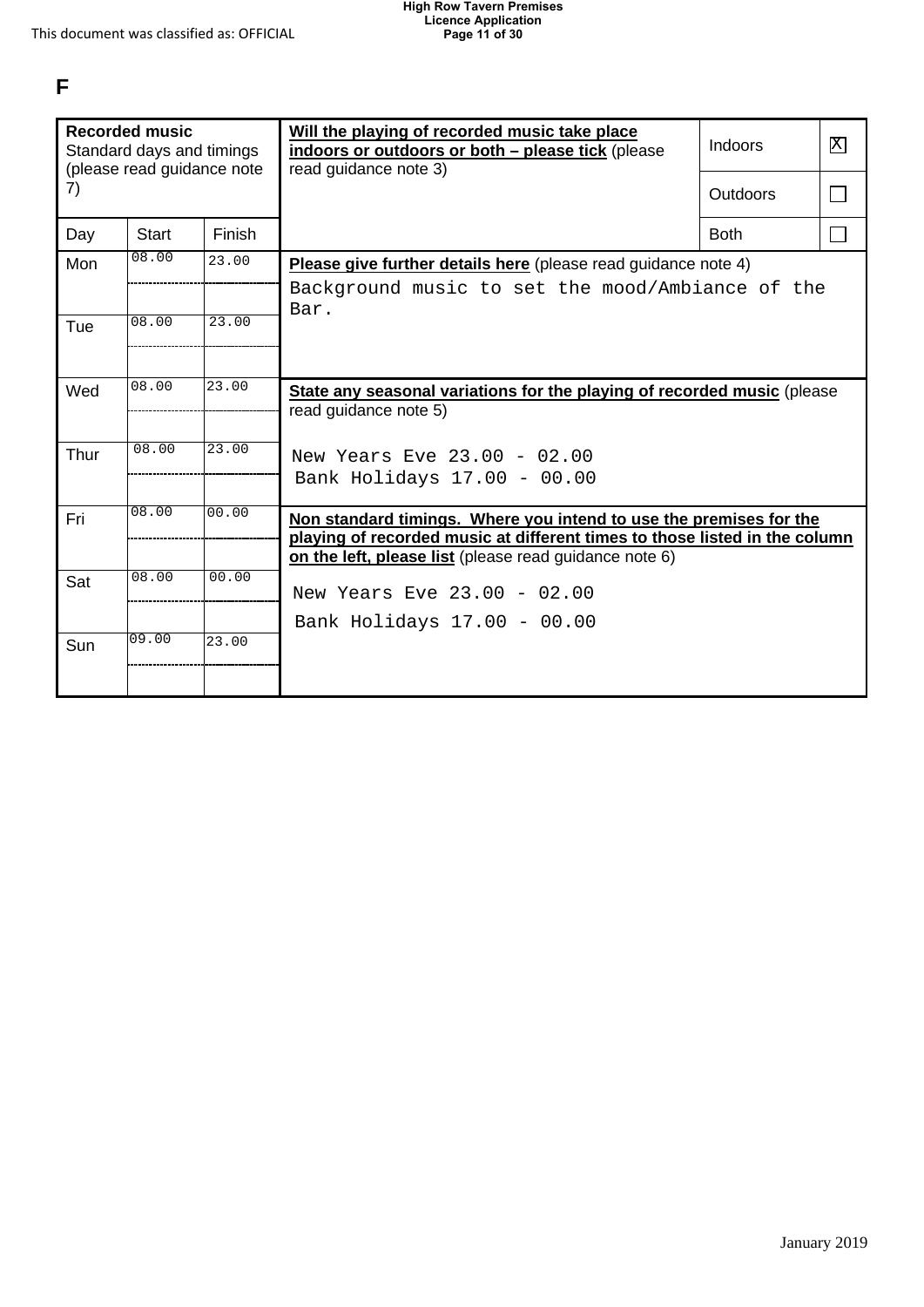# F

**Recorded music**
Standard days and timings (please read guidance note 7)

| Day | Start | Finish |
|---|---|---|
| Mon | 08.00 | 23.00 |
| | | |
| Tue | 08.00 | 23.00 |
| | | |
| Wed | 08.00 | 23.00 |
| | | |
| Thur | 08.00 | 23.00 |
| | | |
| Fri | 08.00 | 00.00 |
| | | |
| Sat | 08.00 | 00.00 |
| | | |
| Sun | 09.00 | 23.00 |
| | | |

**Will the playing of recorded music take place indoors or outdoors or both – please tick** (please read guidance note 3)

| | |
|---|---|
| Indoors | X |
| Outdoors | ☐ |
| Both | ☐ |

**Please give further details here** (please read guidance note 4)

Background music to set the mood/Ambiance of the Bar.

**State any seasonal variations for the playing of recorded music** (please read guidance note 5)

New Years Eve 23.00 - 02.00
Bank Holidays 17.00 - 00.00

**Non standard timings. Where you intend to use the premises for the playing of recorded music at different times to those listed in the column on the left, please list** (please read guidance note 6)

New Years Eve 23.00 - 02.00
Bank Holidays 17.00 - 00.00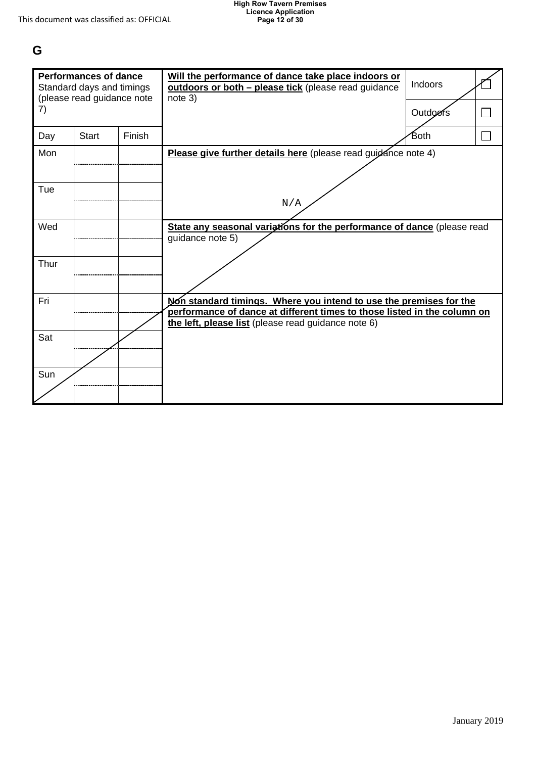## G

| **Performances of dance** Standard days and timings (please read guidance note 7) | | | **Will the performance of dance take place indoors or outdoors or both – please tick** (please read guidance note 3) | Indoors | ☐ |
|---|---|---|---|---|---|
| | | | | Outdoors | ☐ |
| Day | Start | Finish | | Both | ☐ |
| Mon | | | **Please give further details here** (please read guidance note 4) N/A | | |
| | | | | | |
| Tue | | | | | |
| | | | | | |
| Wed | | | **State any seasonal variations for the performance of dance** (please read guidance note 5) | | |
| | | | | | |
| Thur | | | | | |
| | | | | | |
| Fri | | | **Non standard timings. Where you intend to use the premises for the performance of dance at different times to those listed in the column on the left, please list** (please read guidance note 6) | | |
| | | | | | |
| Sat | | | | | |
| | | | | | |
| Sun | | | | | |
| | | | | | |

January 2019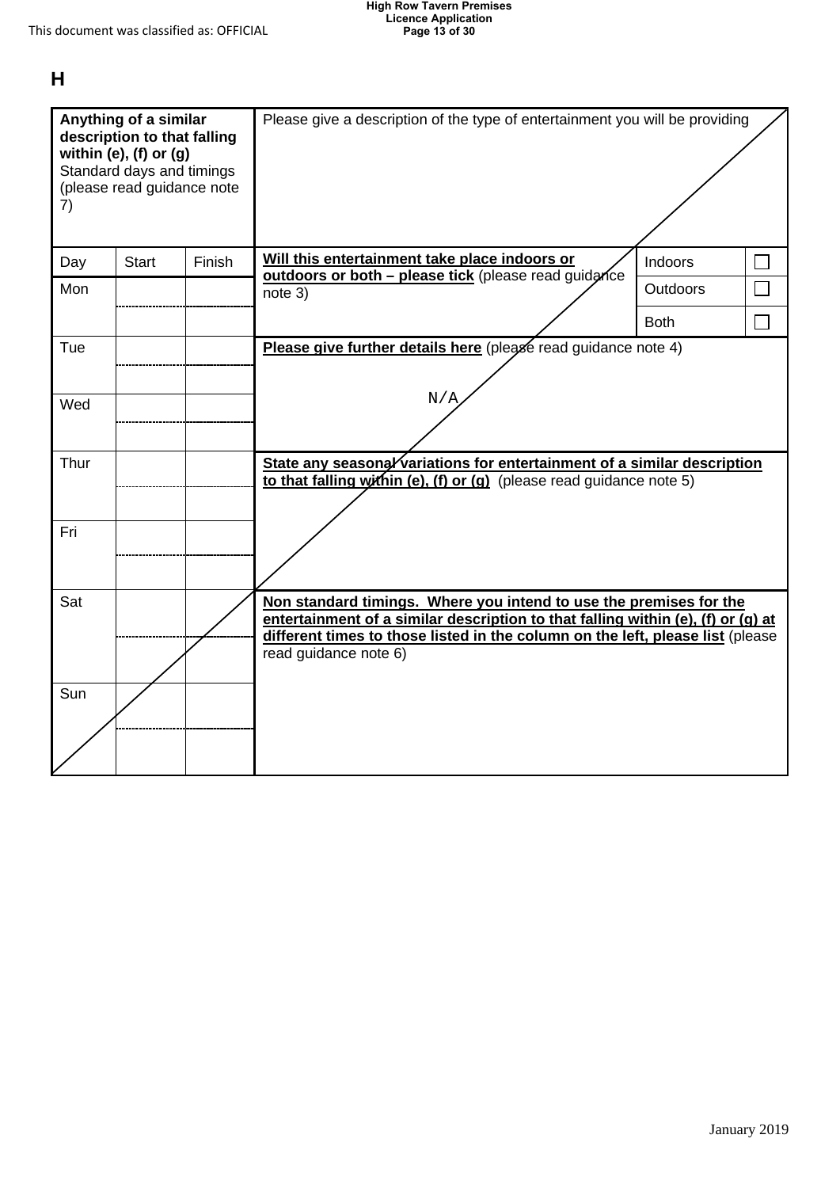**H**

| **Anything of a similar description to that falling within (e), (f) or (g)** Standard days and timings (please read guidance note 7) | | | Please give a description of the type of entertainment you will be providing | | |
|---|---|---|---|---|---|
| Day | Start | Finish | **Will this entertainment take place indoors or outdoors or both – please tick** (please read guidance note 3) | Indoors | ☐ |
| Mon | | | | Outdoors | ☐ |
| | | | | Both | ☐ |
| Tue | | | **Please give further details here** (please read guidance note 4) | | |
| | | | N/A | | |
| Wed | | | | | |
| | | | | | |
| Thur | | | **State any seasonal variations for entertainment of a similar description to that falling within (e), (f) or (g)** (please read guidance note 5) | | |
| | | | | | |
| Fri | | | | | |
| | | | | | |
| Sat | | | **Non standard timings. Where you intend to use the premises for the entertainment of a similar description to that falling within (e), (f) or (g) at different times to those listed in the column on the left, please list** (please read guidance note 6) | | |
| | | | | | |
| Sun | | | | | |
| | | | | | |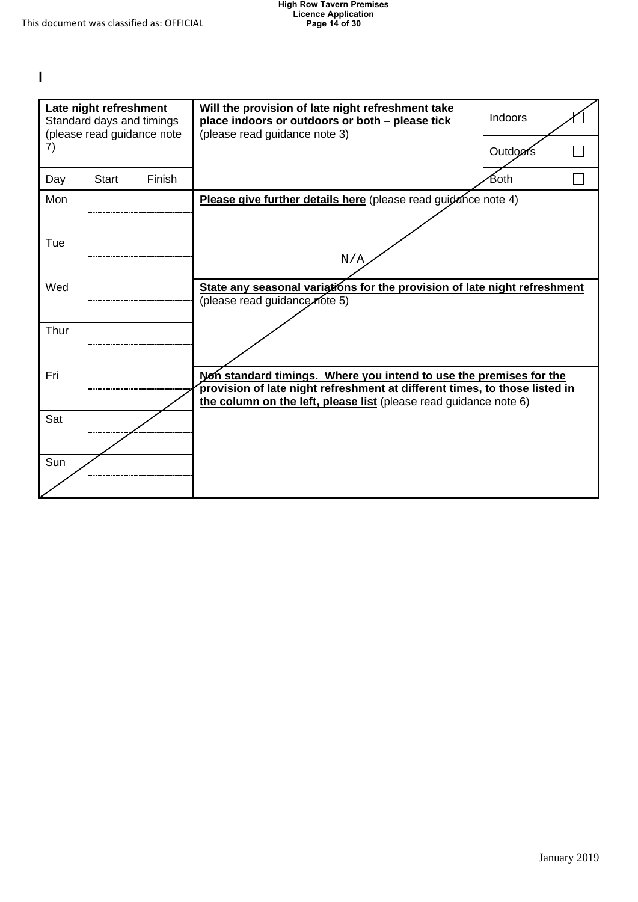I

| Late night refreshment Standard days and timings (please read guidance note 7) | | | Will the provision of late night refreshment take place indoors or outdoors or both – please tick (please read guidance note 3) | | |
|---|---|---|---|---|---|
| | | | | Indoors | ☐ |
| | | | | Outdoors | ☐ |
| Day | Start | Finish | | Both | ☐ |
| Mon | | | **Please give further details here** (please read guidance note 4) N/A | | |
| Tue | | | | | |
| Wed | | | **State any seasonal variations for the provision of late night refreshment** (please read guidance note 5) | | |
| Thur | | | | | |
| Fri | | | **Non standard timings. Where you intend to use the premises for the provision of late night refreshment at different times, to those listed in the column on the left, please list** (please read guidance note 6) | | |
| Sat | | | | | |
| Sun | | | | | |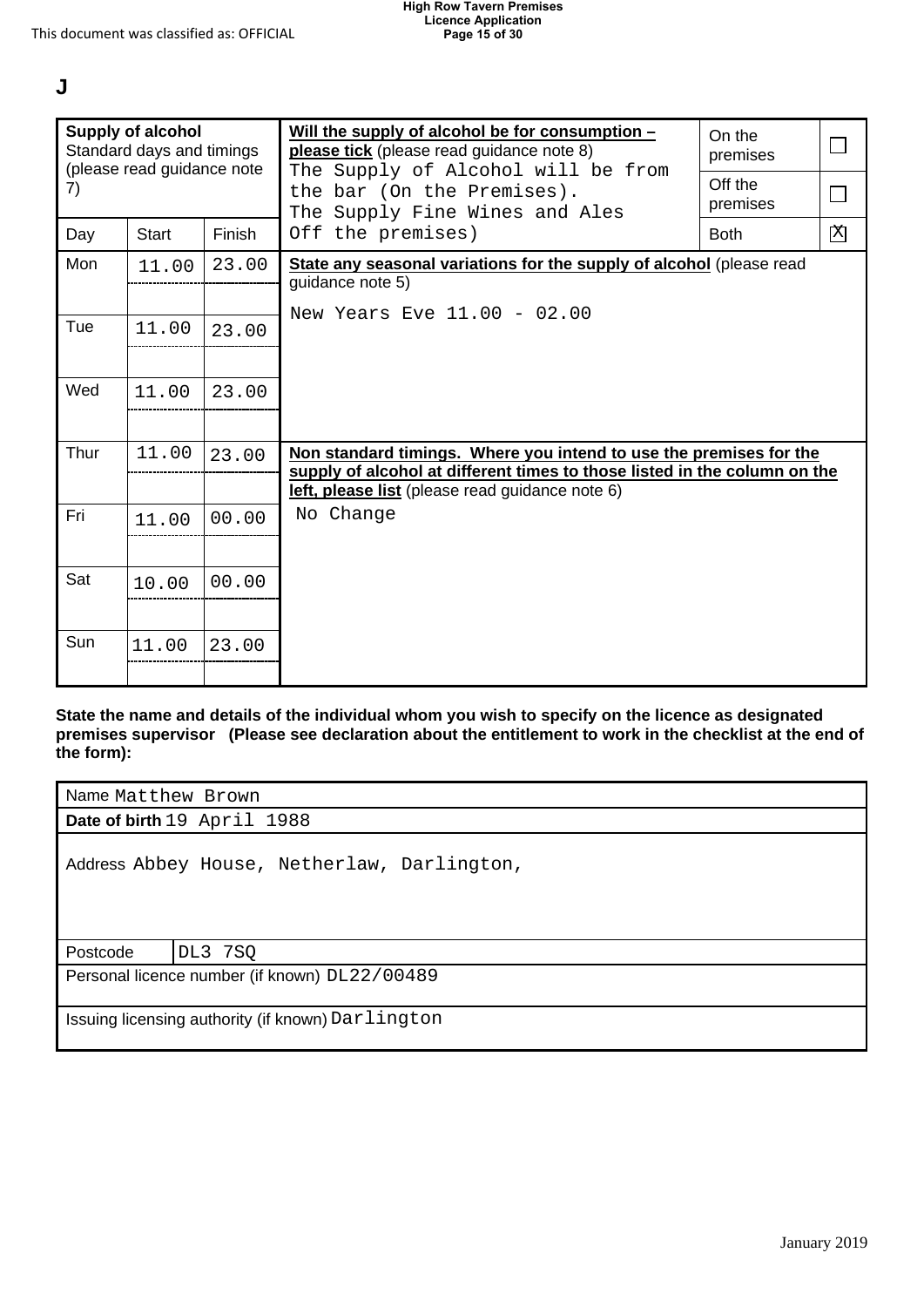**J**

| Supply of alcohol<br>Standard days and timings<br>(please read guidance note 7) | | | **Will the supply of alcohol be for consumption – please tick** (please read guidance note 8)<br>The Supply of Alcohol will be from the bar (On the Premises).<br>The Supply Fine Wines and Ales Off the premises) | On the premises | ☐ |
|---|---|---|---|---|---|
| | | | | Off the premises | ☐ |
| Day | Start | Finish | | Both | ☒ |
| Mon | 11.00 | 23.00 | **State any seasonal variations for the supply of alcohol** (please read guidance note 5)<br>New Years Eve 11.00 - 02.00 | | |
| Tue | 11.00 | 23.00 | | | |
| Wed | 11.00 | 23.00 | | | |
| Thur | 11.00 | 23.00 | **Non standard timings. Where you intend to use the premises for the supply of alcohol at different times to those listed in the column on the left, please list** (please read guidance note 6)<br>No Change | | |
| Fri | 11.00 | 00.00 | | | |
| Sat | 10.00 | 00.00 | | | |
| Sun | 11.00 | 23.00 | | | |

**State the name and details of the individual whom you wish to specify on the licence as designated premises supervisor (Please see declaration about the entitlement to work in the checklist at the end of the form):**

| Name Matthew Brown | |
|---|---|
| **Date of birth** 19 April 1988 | |
| Address Abbey House, Netherlaw, Darlington, | |
| Postcode | DL3 7SQ |
| Personal licence number (if known) DL22/00489 | |
| Issuing licensing authority (if known) Darlington | |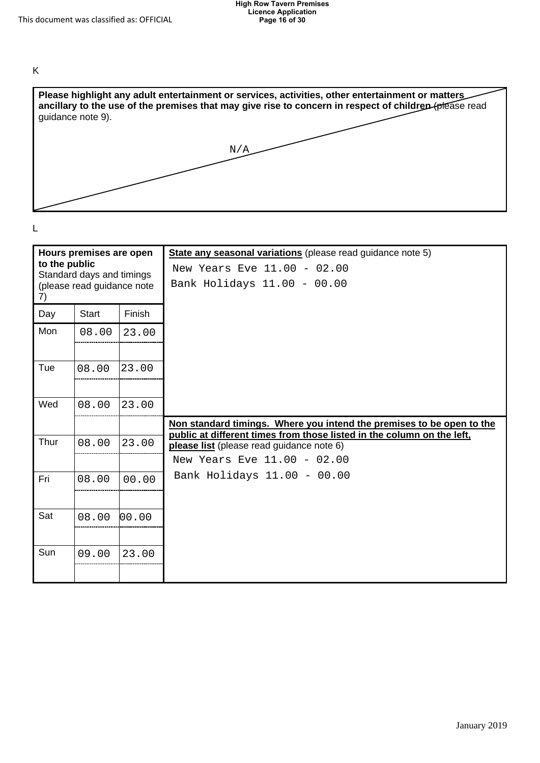K

**Please highlight any adult entertainment or services, activities, other entertainment or matters ancillary to the use of the premises that may give rise to concern in respect of children** (please read guidance note 9).

N/A

L

| **Hours premises are open to the public** Standard days and timings (please read guidance note 7) | | |
|---|---|---|
| Day | Start | Finish |
| Mon | 08.00 | 23.00 |
| | | |
| Tue | 08.00 | 23.00 |
| | | |
| Wed | 08.00 | 23.00 |
| | | |
| Thur | 08.00 | 23.00 |
| | | |
| Fri | 08.00 | 00.00 |
| | | |
| Sat | 08.00 | 00.00 |
| | | |
| Sun | 09.00 | 23.00 |
| | | |

**State any seasonal variations** (please read guidance note 5)

New Years Eve 11.00 - 02.00
Bank Holidays 11.00 - 00.00

**Non standard timings. Where you intend the premises to be open to the public at different times from those listed in the column on the left, please list** (please read guidance note 6)

New Years Eve 11.00 - 02.00
Bank Holidays 11.00 - 00.00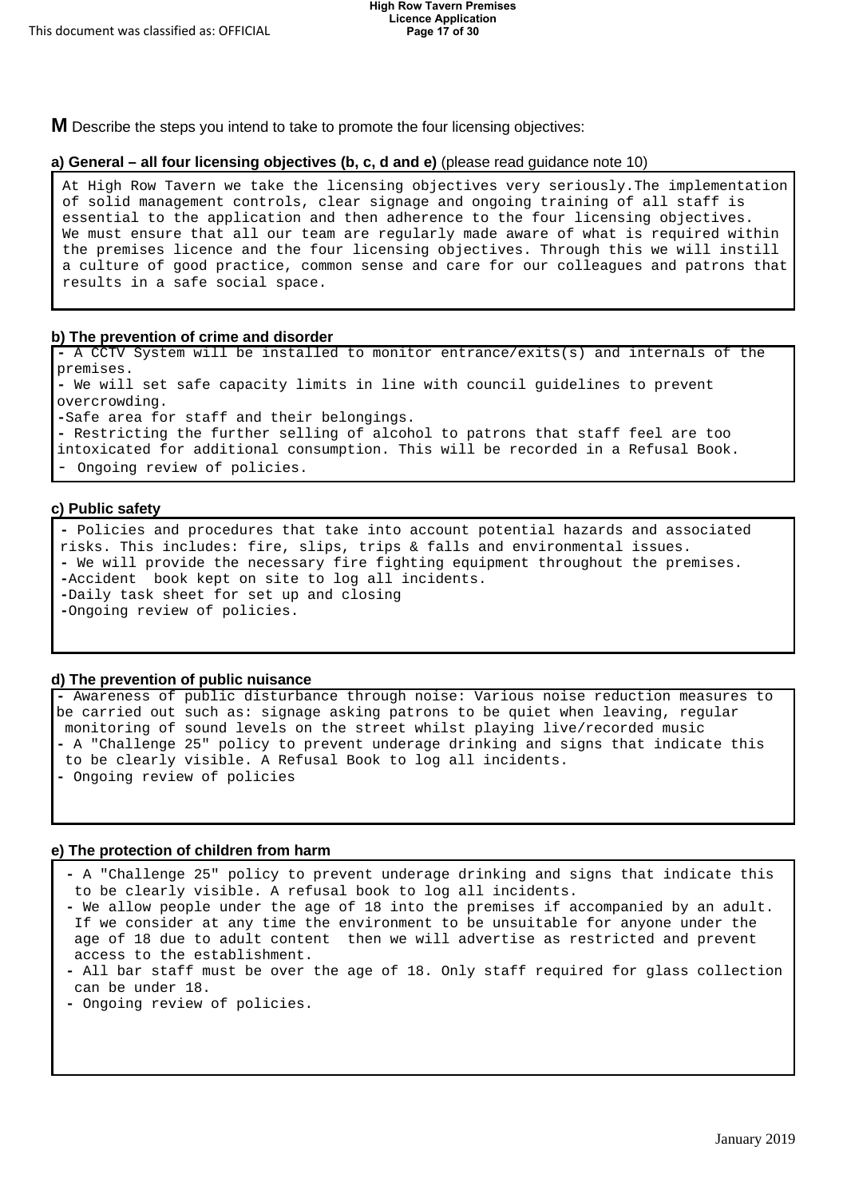**M** Describe the steps you intend to take to promote the four licensing objectives:

**a) General – all four licensing objectives (b, c, d and e)** (please read guidance note 10)

At High Row Tavern we take the licensing objectives very seriously.The implementation of solid management controls, clear signage and ongoing training of all staff is essential to the application and then adherence to the four licensing objectives. We must ensure that all our team are regularly made aware of what is required within the premises licence and the four licensing objectives. Through this we will instill a culture of good practice, common sense and care for our colleagues and patrons that results in a safe social space.

**b) The prevention of crime and disorder**

- A CCTV System will be installed to monitor entrance/exits(s) and internals of the premises.
- We will set safe capacity limits in line with council guidelines to prevent overcrowding.
- Safe area for staff and their belongings.
- Restricting the further selling of alcohol to patrons that staff feel are too intoxicated for additional consumption. This will be recorded in a Refusal Book.
- Ongoing review of policies.

**c) Public safety**

- Policies and procedures that take into account potential hazards and associated risks. This includes: fire, slips, trips & falls and environmental issues.
- We will provide the necessary fire fighting equipment throughout the premises.
- Accident book kept on site to log all incidents.
- Daily task sheet for set up and closing
- Ongoing review of policies.

**d) The prevention of public nuisance**

- Awareness of public disturbance through noise: Various noise reduction measures to be carried out such as: signage asking patrons to be quiet when leaving, regular monitoring of sound levels on the street whilst playing live/recorded music
- A "Challenge 25" policy to prevent underage drinking and signs that indicate this to be clearly visible. A Refusal Book to log all incidents.
- Ongoing review of policies

**e) The protection of children from harm**

- A "Challenge 25" policy to prevent underage drinking and signs that indicate this to be clearly visible. A refusal book to log all incidents.
- We allow people under the age of 18 into the premises if accompanied by an adult. If we consider at any time the environment to be unsuitable for anyone under the age of 18 due to adult content then we will advertise as restricted and prevent access to the establishment.
- All bar staff must be over the age of 18. Only staff required for glass collection can be under 18.
- Ongoing review of policies.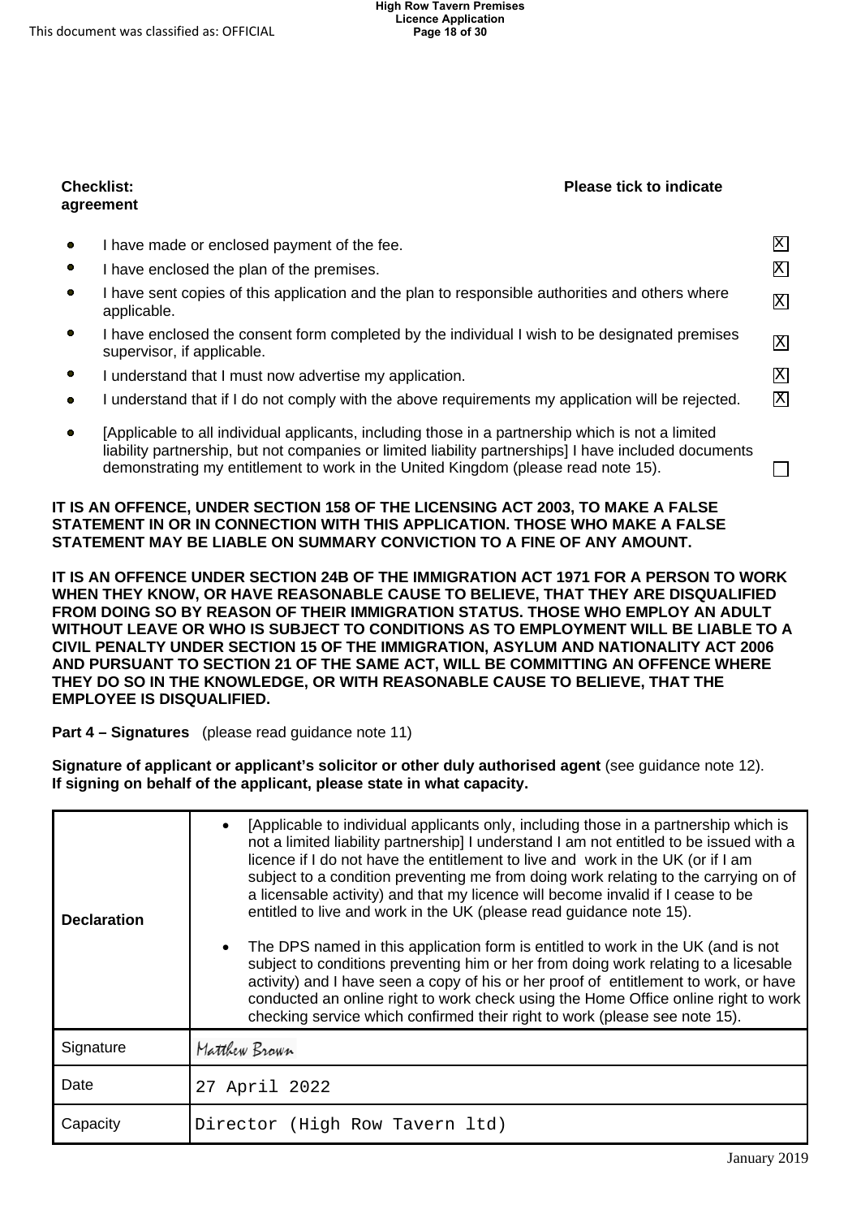**Checklist:** **Please tick to indicate agreement**

- I have made or enclosed payment of the fee. [X]
- I have enclosed the plan of the premises. [X]
- I have sent copies of this application and the plan to responsible authorities and others where applicable. [X]
- I have enclosed the consent form completed by the individual I wish to be designated premises supervisor, if applicable. [X]
- I understand that I must now advertise my application. [X]
- I understand that if I do not comply with the above requirements my application will be rejected. [X]
- [Applicable to all individual applicants, including those in a partnership which is not a limited liability partnership, but not companies or limited liability partnerships] I have included documents demonstrating my entitlement to work in the United Kingdom (please read note 15). [ ]

**IT IS AN OFFENCE, UNDER SECTION 158 OF THE LICENSING ACT 2003, TO MAKE A FALSE STATEMENT IN OR IN CONNECTION WITH THIS APPLICATION. THOSE WHO MAKE A FALSE STATEMENT MAY BE LIABLE ON SUMMARY CONVICTION TO A FINE OF ANY AMOUNT.**

**IT IS AN OFFENCE UNDER SECTION 24B OF THE IMMIGRATION ACT 1971 FOR A PERSON TO WORK WHEN THEY KNOW, OR HAVE REASONABLE CAUSE TO BELIEVE, THAT THEY ARE DISQUALIFIED FROM DOING SO BY REASON OF THEIR IMMIGRATION STATUS. THOSE WHO EMPLOY AN ADULT WITHOUT LEAVE OR WHO IS SUBJECT TO CONDITIONS AS TO EMPLOYMENT WILL BE LIABLE TO A CIVIL PENALTY UNDER SECTION 15 OF THE IMMIGRATION, ASYLUM AND NATIONALITY ACT 2006 AND PURSUANT TO SECTION 21 OF THE SAME ACT, WILL BE COMMITTING AN OFFENCE WHERE THEY DO SO IN THE KNOWLEDGE, OR WITH REASONABLE CAUSE TO BELIEVE, THAT THE EMPLOYEE IS DISQUALIFIED.**

**Part 4 – Signatures** (please read guidance note 11)

**Signature of applicant or applicant's solicitor or other duly authorised agent** (see guidance note 12). **If signing on behalf of the applicant, please state in what capacity.**

| | |
|---|---|
| **Declaration** | • [Applicable to individual applicants only, including those in a partnership which is not a limited liability partnership] I understand I am not entitled to be issued with a licence if I do not have the entitlement to live and work in the UK (or if I am subject to a condition preventing me from doing work relating to the carrying on of a licensable activity) and that my licence will become invalid if I cease to be entitled to live and work in the UK (please read guidance note 15).<br>• The DPS named in this application form is entitled to work in the UK (and is not subject to conditions preventing him or her from doing work relating to a licesable activity) and I have seen a copy of his or her proof of entitlement to work, or have conducted an online right to work check using the Home Office online right to work checking service which confirmed their right to work (please see note 15). |
| Signature | Matthew Brown |
| Date | 27 April 2022 |
| Capacity | Director (High Row Tavern ltd) |

January 2019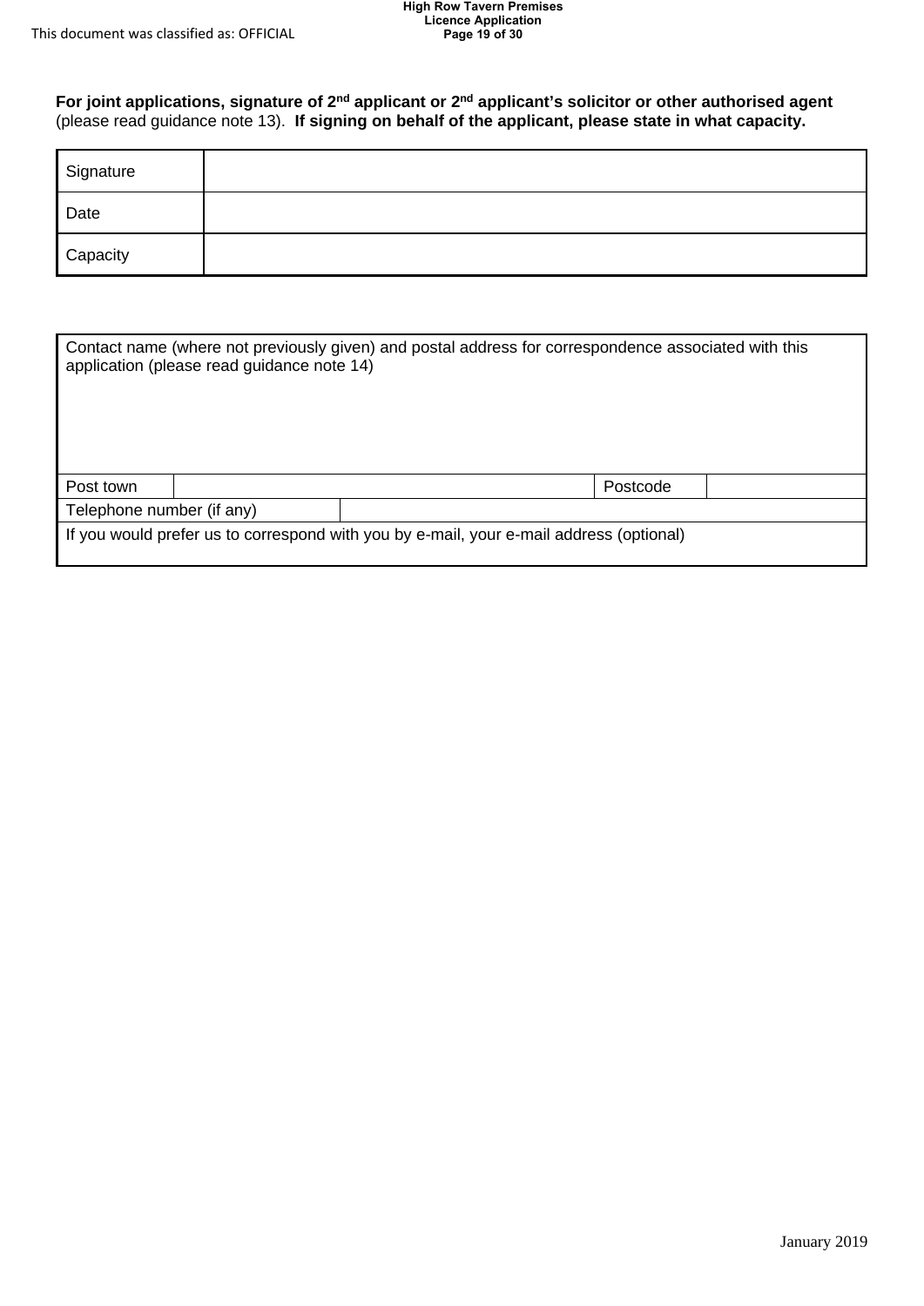**For joint applications, signature of 2nd applicant or 2nd applicant's solicitor or other authorised agent** (please read guidance note 13). **If signing on behalf of the applicant, please state in what capacity.**

| | |
|---|---|
| Signature | |
| Date | |
| Capacity | |

| | | | |
|---|---|---|---|
| Contact name (where not previously given) and postal address for correspondence associated with this application (please read guidance note 14) | | | |
| Post town | | Postcode | |
| Telephone number (if any) | | | |
| If you would prefer us to correspond with you by e-mail, your e-mail address (optional) | | | |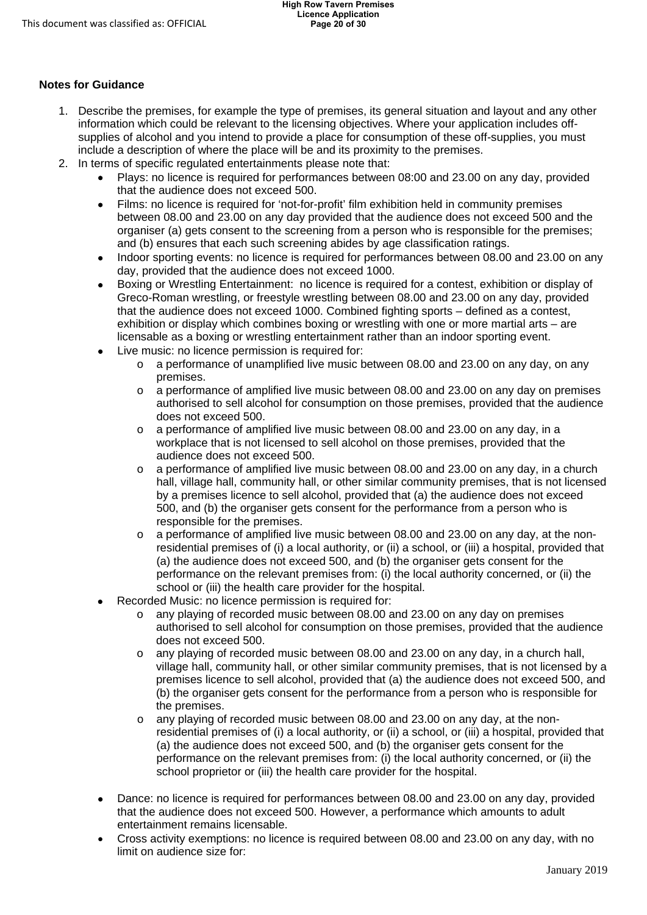**Notes for Guidance**

1. Describe the premises, for example the type of premises, its general situation and layout and any other information which could be relevant to the licensing objectives. Where your application includes off-supplies of alcohol and you intend to provide a place for consumption of these off-supplies, you must include a description of where the place will be and its proximity to the premises.
2. In terms of specific regulated entertainments please note that:
   - Plays: no licence is required for performances between 08:00 and 23.00 on any day, provided that the audience does not exceed 500.
   - Films: no licence is required for 'not-for-profit' film exhibition held in community premises between 08.00 and 23.00 on any day provided that the audience does not exceed 500 and the organiser (a) gets consent to the screening from a person who is responsible for the premises; and (b) ensures that each such screening abides by age classification ratings.
   - Indoor sporting events: no licence is required for performances between 08.00 and 23.00 on any day, provided that the audience does not exceed 1000.
   - Boxing or Wrestling Entertainment: no licence is required for a contest, exhibition or display of Greco-Roman wrestling, or freestyle wrestling between 08.00 and 23.00 on any day, provided that the audience does not exceed 1000. Combined fighting sports – defined as a contest, exhibition or display which combines boxing or wrestling with one or more martial arts – are licensable as a boxing or wrestling entertainment rather than an indoor sporting event.
   - Live music: no licence permission is required for:
     - a performance of unamplified live music between 08.00 and 23.00 on any day, on any premises.
     - a performance of amplified live music between 08.00 and 23.00 on any day on premises authorised to sell alcohol for consumption on those premises, provided that the audience does not exceed 500.
     - a performance of amplified live music between 08.00 and 23.00 on any day, in a workplace that is not licensed to sell alcohol on those premises, provided that the audience does not exceed 500.
     - a performance of amplified live music between 08.00 and 23.00 on any day, in a church hall, village hall, community hall, or other similar community premises, that is not licensed by a premises licence to sell alcohol, provided that (a) the audience does not exceed 500, and (b) the organiser gets consent for the performance from a person who is responsible for the premises.
     - a performance of amplified live music between 08.00 and 23.00 on any day, at the non-residential premises of (i) a local authority, or (ii) a school, or (iii) a hospital, provided that (a) the audience does not exceed 500, and (b) the organiser gets consent for the performance on the relevant premises from: (i) the local authority concerned, or (ii) the school or (iii) the health care provider for the hospital.
   - Recorded Music: no licence permission is required for:
     - any playing of recorded music between 08.00 and 23.00 on any day on premises authorised to sell alcohol for consumption on those premises, provided that the audience does not exceed 500.
     - any playing of recorded music between 08.00 and 23.00 on any day, in a church hall, village hall, community hall, or other similar community premises, that is not licensed by a premises licence to sell alcohol, provided that (a) the audience does not exceed 500, and (b) the organiser gets consent for the performance from a person who is responsible for the premises.
     - any playing of recorded music between 08.00 and 23.00 on any day, at the non-residential premises of (i) a local authority, or (ii) a school, or (iii) a hospital, provided that (a) the audience does not exceed 500, and (b) the organiser gets consent for the performance on the relevant premises from: (i) the local authority concerned, or (ii) the school proprietor or (iii) the health care provider for the hospital.

   - Dance: no licence is required for performances between 08.00 and 23.00 on any day, provided that the audience does not exceed 500. However, a performance which amounts to adult entertainment remains licensable.
   - Cross activity exemptions: no licence is required between 08.00 and 23.00 on any day, with no limit on audience size for: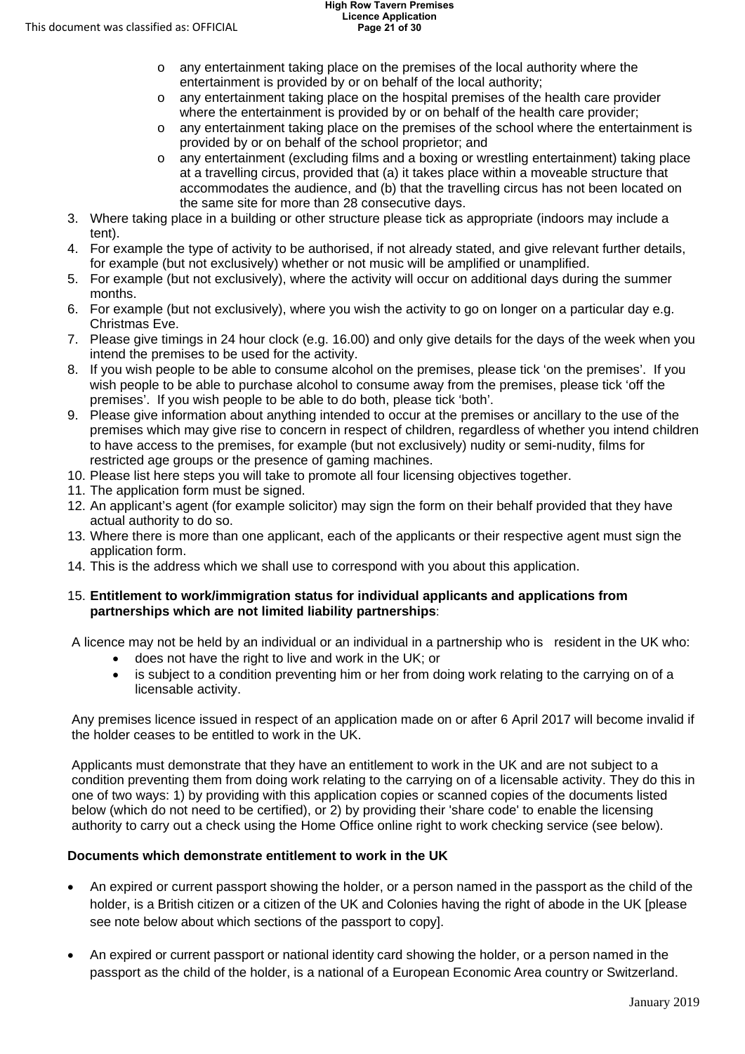- any entertainment taking place on the premises of the local authority where the entertainment is provided by or on behalf of the local authority;
- any entertainment taking place on the hospital premises of the health care provider where the entertainment is provided by or on behalf of the health care provider;
- any entertainment taking place on the premises of the school where the entertainment is provided by or on behalf of the school proprietor; and
- any entertainment (excluding films and a boxing or wrestling entertainment) taking place at a travelling circus, provided that (a) it takes place within a moveable structure that accommodates the audience, and (b) that the travelling circus has not been located on the same site for more than 28 consecutive days.

3. Where taking place in a building or other structure please tick as appropriate (indoors may include a tent).
4. For example the type of activity to be authorised, if not already stated, and give relevant further details, for example (but not exclusively) whether or not music will be amplified or unamplified.
5. For example (but not exclusively), where the activity will occur on additional days during the summer months.
6. For example (but not exclusively), where you wish the activity to go on longer on a particular day e.g. Christmas Eve.
7. Please give timings in 24 hour clock (e.g. 16.00) and only give details for the days of the week when you intend the premises to be used for the activity.
8. If you wish people to be able to consume alcohol on the premises, please tick 'on the premises'. If you wish people to be able to purchase alcohol to consume away from the premises, please tick 'off the premises'. If you wish people to be able to do both, please tick 'both'.
9. Please give information about anything intended to occur at the premises or ancillary to the use of the premises which may give rise to concern in respect of children, regardless of whether you intend children to have access to the premises, for example (but not exclusively) nudity or semi-nudity, films for restricted age groups or the presence of gaming machines.
10. Please list here steps you will take to promote all four licensing objectives together.
11. The application form must be signed.
12. An applicant's agent (for example solicitor) may sign the form on their behalf provided that they have actual authority to do so.
13. Where there is more than one applicant, each of the applicants or their respective agent must sign the application form.
14. This is the address which we shall use to correspond with you about this application.

15. **Entitlement to work/immigration status for individual applicants and applications from partnerships which are not limited liability partnerships**:

A licence may not be held by an individual or an individual in a partnership who is resident in the UK who:

- does not have the right to live and work in the UK; or
- is subject to a condition preventing him or her from doing work relating to the carrying on of a licensable activity.

Any premises licence issued in respect of an application made on or after 6 April 2017 will become invalid if the holder ceases to be entitled to work in the UK.

Applicants must demonstrate that they have an entitlement to work in the UK and are not subject to a condition preventing them from doing work relating to the carrying on of a licensable activity. They do this in one of two ways: 1) by providing with this application copies or scanned copies of the documents listed below (which do not need to be certified), or 2) by providing their 'share code' to enable the licensing authority to carry out a check using the Home Office online right to work checking service (see below).

**Documents which demonstrate entitlement to work in the UK**

- An expired or current passport showing the holder, or a person named in the passport as the child of the holder, is a British citizen or a citizen of the UK and Colonies having the right of abode in the UK [please see note below about which sections of the passport to copy].
- An expired or current passport or national identity card showing the holder, or a person named in the passport as the child of the holder, is a national of a European Economic Area country or Switzerland.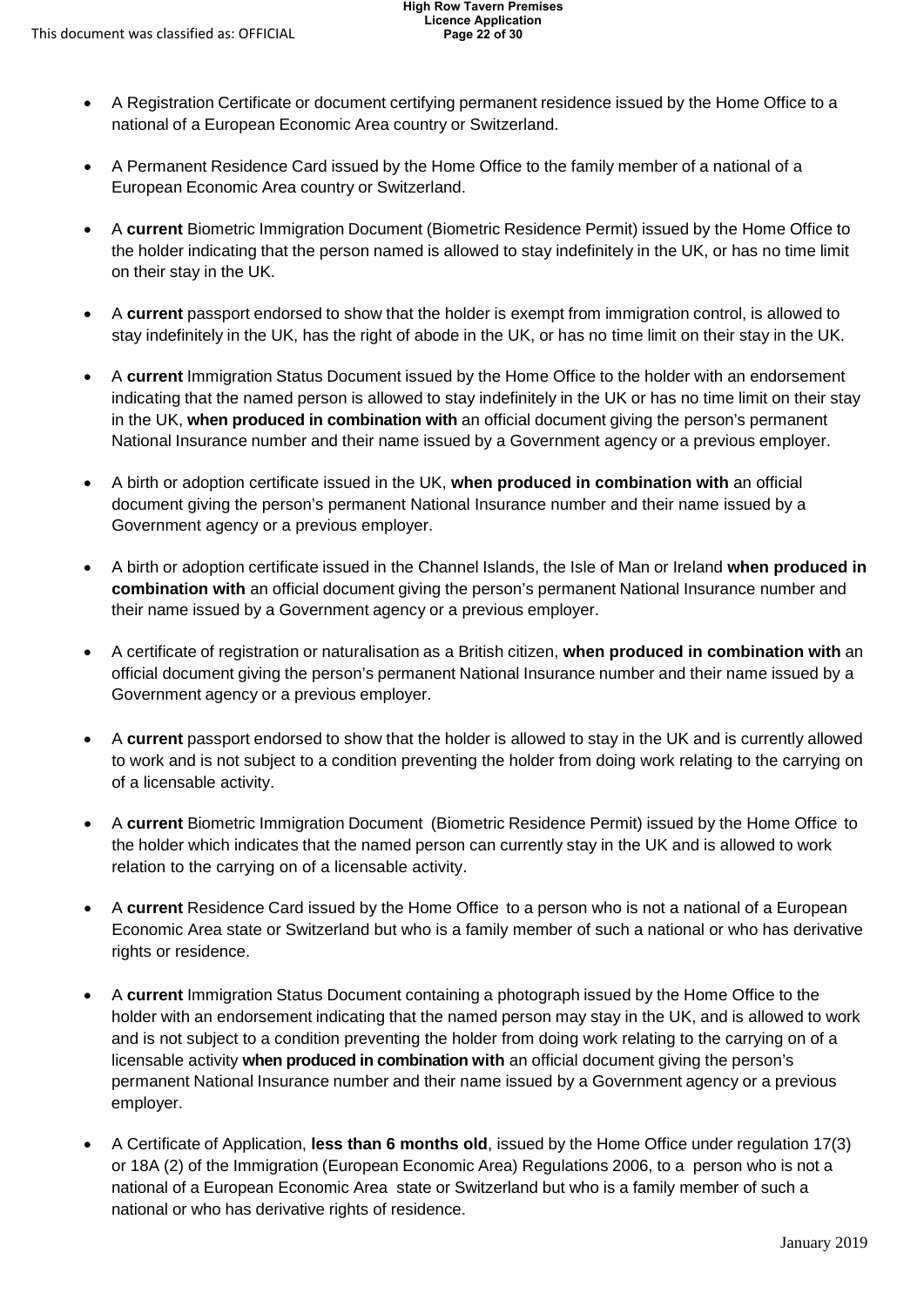- A Registration Certificate or document certifying permanent residence issued by the Home Office to a national of a European Economic Area country or Switzerland.
- A Permanent Residence Card issued by the Home Office to the family member of a national of a European Economic Area country or Switzerland.
- A **current** Biometric Immigration Document (Biometric Residence Permit) issued by the Home Office to the holder indicating that the person named is allowed to stay indefinitely in the UK, or has no time limit on their stay in the UK.
- A **current** passport endorsed to show that the holder is exempt from immigration control, is allowed to stay indefinitely in the UK, has the right of abode in the UK, or has no time limit on their stay in the UK.
- A **current** Immigration Status Document issued by the Home Office to the holder with an endorsement indicating that the named person is allowed to stay indefinitely in the UK or has no time limit on their stay in the UK, **when produced in combination with** an official document giving the person's permanent National Insurance number and their name issued by a Government agency or a previous employer.
- A birth or adoption certificate issued in the UK, **when produced in combination with** an official document giving the person's permanent National Insurance number and their name issued by a Government agency or a previous employer.
- A birth or adoption certificate issued in the Channel Islands, the Isle of Man or Ireland **when produced in combination with** an official document giving the person's permanent National Insurance number and their name issued by a Government agency or a previous employer.
- A certificate of registration or naturalisation as a British citizen, **when produced in combination with** an official document giving the person's permanent National Insurance number and their name issued by a Government agency or a previous employer.
- A **current** passport endorsed to show that the holder is allowed to stay in the UK and is currently allowed to work and is not subject to a condition preventing the holder from doing work relating to the carrying on of a licensable activity.
- A **current** Biometric Immigration Document (Biometric Residence Permit) issued by the Home Office to the holder which indicates that the named person can currently stay in the UK and is allowed to work relation to the carrying on of a licensable activity.
- A **current** Residence Card issued by the Home Office to a person who is not a national of a European Economic Area state or Switzerland but who is a family member of such a national or who has derivative rights or residence.
- A **current** Immigration Status Document containing a photograph issued by the Home Office to the holder with an endorsement indicating that the named person may stay in the UK, and is allowed to work and is not subject to a condition preventing the holder from doing work relating to the carrying on of a licensable activity **when produced in combination with** an official document giving the person's permanent National Insurance number and their name issued by a Government agency or a previous employer.
- A Certificate of Application, **less than 6 months old**, issued by the Home Office under regulation 17(3) or 18A (2) of the Immigration (European Economic Area) Regulations 2006, to a person who is not a national of a European Economic Area state or Switzerland but who is a family member of such a national or who has derivative rights of residence.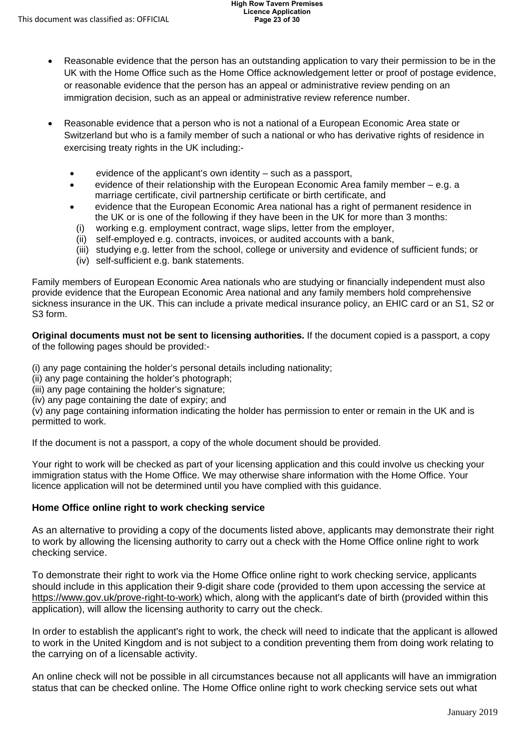- Reasonable evidence that the person has an outstanding application to vary their permission to be in the UK with the Home Office such as the Home Office acknowledgement letter or proof of postage evidence, or reasonable evidence that the person has an appeal or administrative review pending on an immigration decision, such as an appeal or administrative review reference number.

- Reasonable evidence that a person who is not a national of a European Economic Area state or Switzerland but who is a family member of such a national or who has derivative rights of residence in exercising treaty rights in the UK including:-
  - evidence of the applicant's own identity – such as a passport,
  - evidence of their relationship with the European Economic Area family member – e.g. a marriage certificate, civil partnership certificate or birth certificate, and
  - evidence that the European Economic Area national has a right of permanent residence in the UK or is one of the following if they have been in the UK for more than 3 months:
    (i) working e.g. employment contract, wage slips, letter from the employer,
    (ii) self-employed e.g. contracts, invoices, or audited accounts with a bank,
    (iii) studying e.g. letter from the school, college or university and evidence of sufficient funds; or
    (iv) self-sufficient e.g. bank statements.

Family members of European Economic Area nationals who are studying or financially independent must also provide evidence that the European Economic Area national and any family members hold comprehensive sickness insurance in the UK. This can include a private medical insurance policy, an EHIC card or an S1, S2 or S3 form.

**Original documents must not be sent to licensing authorities.** If the document copied is a passport, a copy of the following pages should be provided:-

(i) any page containing the holder's personal details including nationality;
(ii) any page containing the holder's photograph;
(iii) any page containing the holder's signature;
(iv) any page containing the date of expiry; and
(v) any page containing information indicating the holder has permission to enter or remain in the UK and is permitted to work.

If the document is not a passport, a copy of the whole document should be provided.

Your right to work will be checked as part of your licensing application and this could involve us checking your immigration status with the Home Office. We may otherwise share information with the Home Office. Your licence application will not be determined until you have complied with this guidance.

**Home Office online right to work checking service**

As an alternative to providing a copy of the documents listed above, applicants may demonstrate their right to work by allowing the licensing authority to carry out a check with the Home Office online right to work checking service.

To demonstrate their right to work via the Home Office online right to work checking service, applicants should include in this application their 9-digit share code (provided to them upon accessing the service at https://www.gov.uk/prove-right-to-work) which, along with the applicant's date of birth (provided within this application), will allow the licensing authority to carry out the check.

In order to establish the applicant's right to work, the check will need to indicate that the applicant is allowed to work in the United Kingdom and is not subject to a condition preventing them from doing work relating to the carrying on of a licensable activity.

An online check will not be possible in all circumstances because not all applicants will have an immigration status that can be checked online. The Home Office online right to work checking service sets out what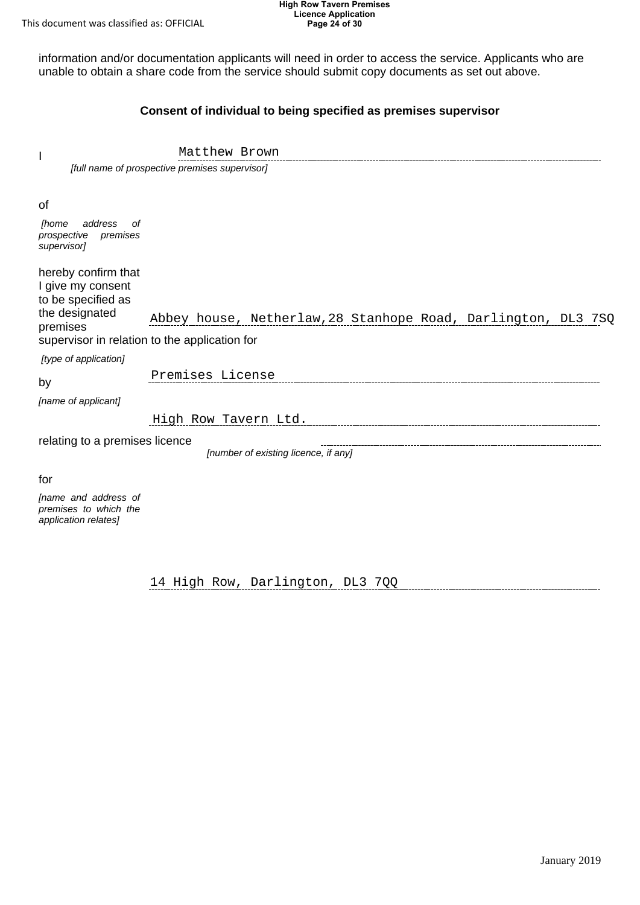information and/or documentation applicants will need in order to access the service. Applicants who are unable to obtain a share code from the service should submit copy documents as set out above.

### Consent of individual to being specified as premises supervisor

I Matthew Brown

*[full name of prospective premises supervisor]*

of

*[home address of prospective premises supervisor]*

Abbey house, Netherlaw,28 Stanhope Road, Darlington, DL3 7SQ

hereby confirm that I give my consent to be specified as the designated premises supervisor in relation to the application for

*[type of application]*

Premises License

by

*[name of applicant]*

High Row Tavern Ltd.

relating to a premises licence

*[number of existing licence, if any]*

for

*[name and address of premises to which the application relates]*

14 High Row, Darlington, DL3 7QQ

January 2019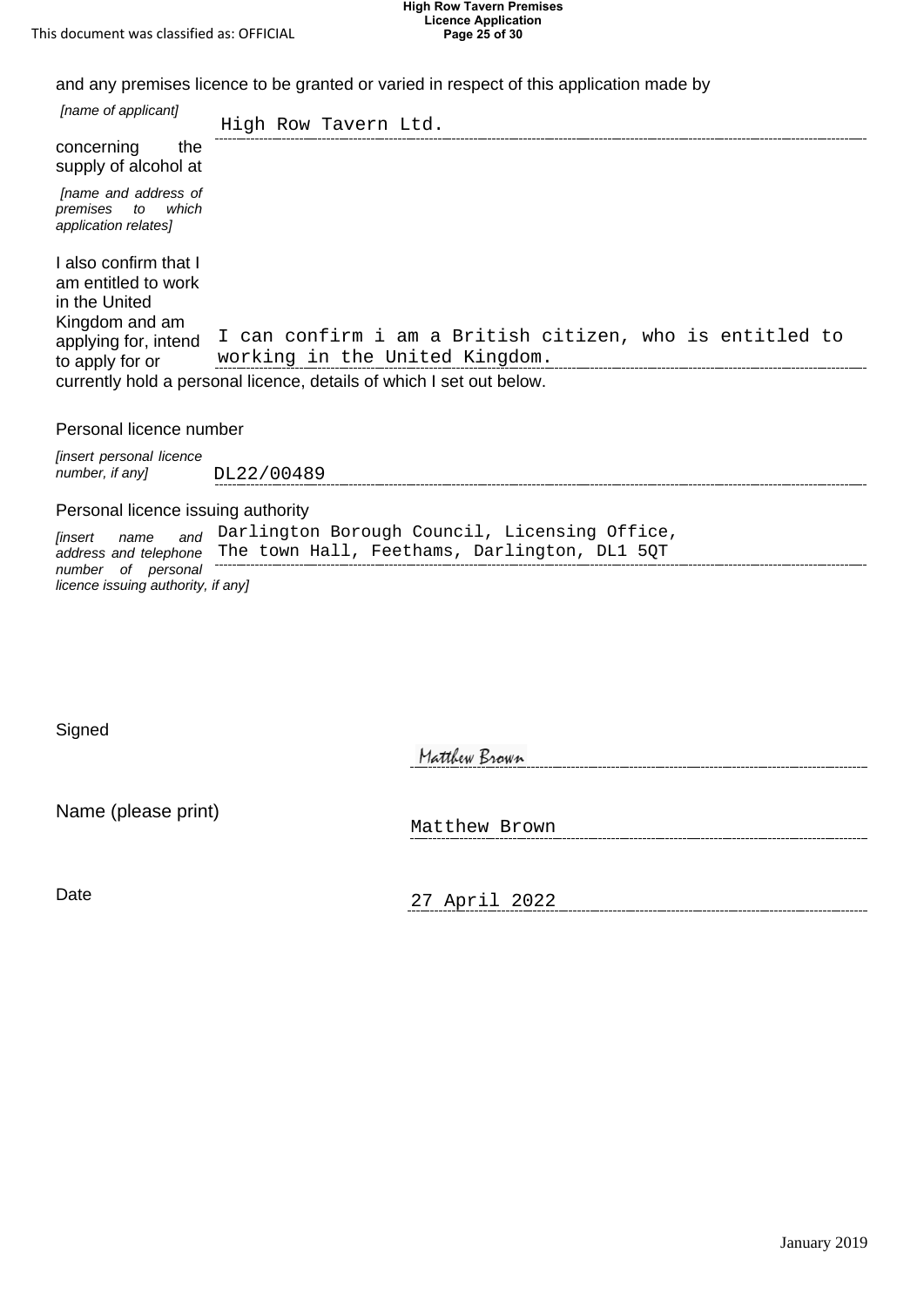and any premises licence to be granted or varied in respect of this application made by

*[name of applicant]* High Row Tavern Ltd.

concerning the supply of alcohol at

*[name and address of premises to which application relates]*

I also confirm that I am entitled to work in the United Kingdom and am applying for, intend to apply for or currently hold a personal licence, details of which I set out below.

I can confirm i am a British citizen, who is entitled to working in the United Kingdom.

Personal licence number

*[insert personal licence number, if any]* DL22/00489

Personal licence issuing authority

*[insert name and address and telephone number of personal licence issuing authority, if any]* Darlington Borough Council, Licensing Office, The town Hall, Feethams, Darlington, DL1 5QT

Signed Matthew Brown

Name (please print) Matthew Brown

Date 27 April 2022

January 2019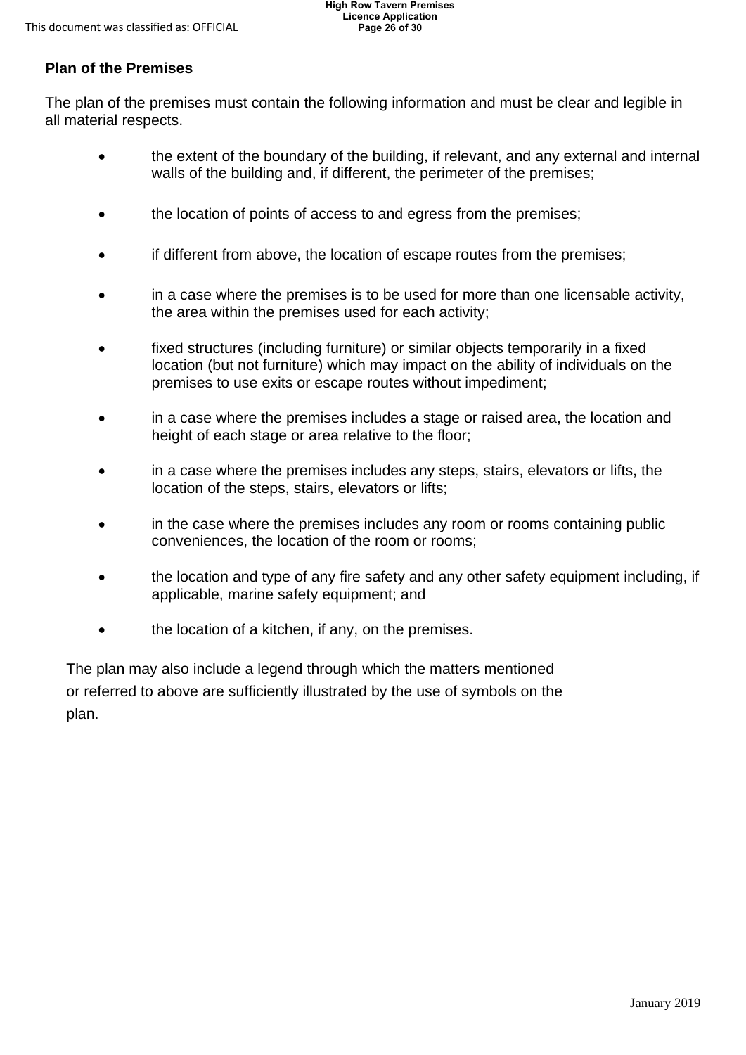## Plan of the Premises

The plan of the premises must contain the following information and must be clear and legible in all material respects.

- the extent of the boundary of the building, if relevant, and any external and internal walls of the building and, if different, the perimeter of the premises;
- the location of points of access to and egress from the premises;
- if different from above, the location of escape routes from the premises;
- in a case where the premises is to be used for more than one licensable activity, the area within the premises used for each activity;
- fixed structures (including furniture) or similar objects temporarily in a fixed location (but not furniture) which may impact on the ability of individuals on the premises to use exits or escape routes without impediment;
- in a case where the premises includes a stage or raised area, the location and height of each stage or area relative to the floor;
- in a case where the premises includes any steps, stairs, elevators or lifts, the location of the steps, stairs, elevators or lifts;
- in the case where the premises includes any room or rooms containing public conveniences, the location of the room or rooms;
- the location and type of any fire safety and any other safety equipment including, if applicable, marine safety equipment; and
- the location of a kitchen, if any, on the premises.

The plan may also include a legend through which the matters mentioned or referred to above are sufficiently illustrated by the use of symbols on the plan.